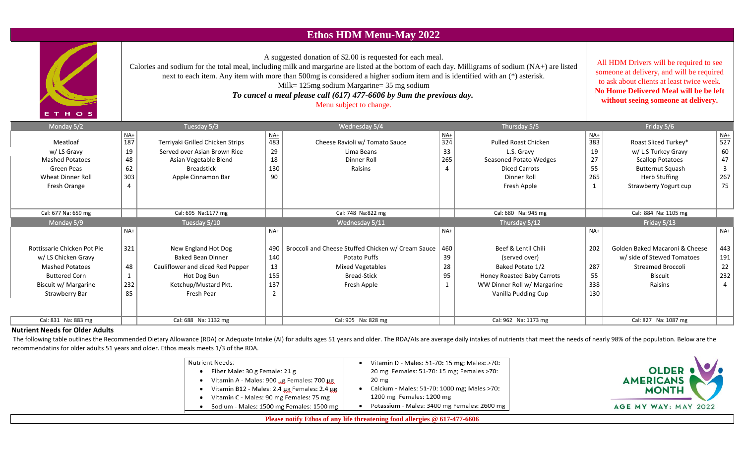# Ethos HDM Menu-May 2022

A suggested donation of $2.00 is requested for each meal.

Calories and sodium for the total meal, including milk and margarine are listed at the bottom of each day. Milligrams of sodium (NA+) are listed next to each item. Any item with more than 500mg is considered a higher sodium item and is identified with an (*) asterisk.

Milk= 125mg sodium Margarine= 35 mg sodium

***To cancel a meal please call (617) 477-6606 by 9am the previous day.***

Menu subject to change.

All HDM Drivers will be required to see someone at delivery, and will be required to ask about clients at least twice week. **No Home Delivered Meal will be be left without seeing someone at delivery.**

| Monday 5/2 | NA+ | Tuesday 5/3 | NA+ | Wednesday 5/4 | NA+ | Thursday 5/5 | NA+ | Friday 5/6 | NA+ |
|---|---|---|---|---|---|---|---|---|---|
| Meatloaf | 187 | Terriyaki Grilled Chicken Strips | 483 | Cheese Ravioli w/ Tomato Sauce | 324 | Pulled Roast Chicken | 383 | Roast Sliced Turkey* | 527 |
| w/ LS Gravy | 19 | Served over Asian Brown Rice | 29 | Lima Beans | 33 | L.S. Gravy | 19 | w/ L.S Turkey Gravy | 60 |
| Mashed Potatoes | 48 | Asian Vegetable Blend | 18 | Dinner Roll | 265 | Seasoned Potato Wedges | 27 | Scallop Potatoes | 47 |
| Green Peas | 62 | Breadstick | 130 | Raisins | 4 | Diced Carrots | 55 | Butternut Squash | 3 |
| Wheat Dinner Roll | 303 | Apple Cinnamon Bar | 90 | | | Dinner Roll | 265 | Herb Stuffing | 267 |
| Fresh Orange | 4 | | | | | Fresh Apple | 1 | Strawberry Yogurt cup | 75 |
| Cal: 677 Na: 659 mg | | Cal: 695 Na:1177 mg | | Cal: 748 Na:822 mg | | Cal: 680 Na: 945 mg | | Cal: 884 Na: 1105 mg | |
| **Monday 5/9** | **NA+** | **Tuesday 5/10** | **NA+** | **Wednesday 5/11** | **NA+** | **Thursday 5/12** | **NA+** | **Friday 5/13** | **NA+** |
| Rottissarie Chicken Pot Pie | 321 | New England Hot Dog | 490 | Broccoli and Cheese Stuffed Chicken w/ Cream Sauce | 460 | Beef & Lentil Chili | 202 | Golden Baked Macaroni & Cheese | 443 |
| w/ LS Chicken Gravy | | Baked Bean Dinner | 140 | Potato Puffs | 39 | (served over) | | w/ side of Stewed Tomatoes | 191 |
| Mashed Potatoes | 48 | Cauliflower and diced Red Pepper | 13 | Mixed Vegetables | 28 | Baked Potato 1/2 | 287 | Streamed Broccoli | 22 |
| Buttered Corn | 1 | Hot Dog Bun | 155 | Bread-Stick | 95 | Honey Roasted Baby Carrots | 55 | Biscuit | 232 |
| Biscuit w/ Margarine | 232 | Ketchup/Mustard Pkt. | 137 | Fresh Apple | 1 | WW Dinner Roll w/ Margarine | 338 | Raisins | 4 |
| Strawberry Bar | 85 | Fresh Pear | 2 | | | Vanilla Pudding Cup | 130 | | |
| Cal: 831 Na: 883 mg | | Cal: 688 Na: 1132 mg | | Cal: 905 Na: 828 mg | | Cal: 962 Na: 1173 mg | | Cal: 827 Na: 1087 mg | |

## Nutrient Needs for Older Adults

The following table outlines the Recommended Dietary Allowance (RDA) or Adequate Intake (AI) for adults ages 51 years and older. The RDA/AIs are average daily intakes of nutrients that meet the needs of nearly 98% of the population. Below are the recommendatins for older adults 51 years and older. Ethos meals meets 1/3 of the RDA.

Nutrient Needs:

- Fiber Male: 30 g Female: 21 g
- Vitamin A - Males: 900 µg Females: 700 µg
- Vitamin B12 - Males: 2.4 µg Females: 2.4 µg
- Vitamin C - Males: 90 mg Females: 75 mg
- Sodium - Males: 1500 mg Females: 1500 mg
- Vitamin D - Males: 51-70: 15 mg; Males: >70: 20 mg Females: 51-70: 15 mg; Females >70: 20 mg
- Calcium - Males: 51-70: 1000 mg; Males >70: 1200 mg Females: 1200 mg
- Potassium - Males: 3400 mg Females: 2600 mg

OLDER AMERICANS MONTH

AGE MY WAY: MAY 2022

**Please notify Ethos of any life threatening food allergies @ 617-477-6606**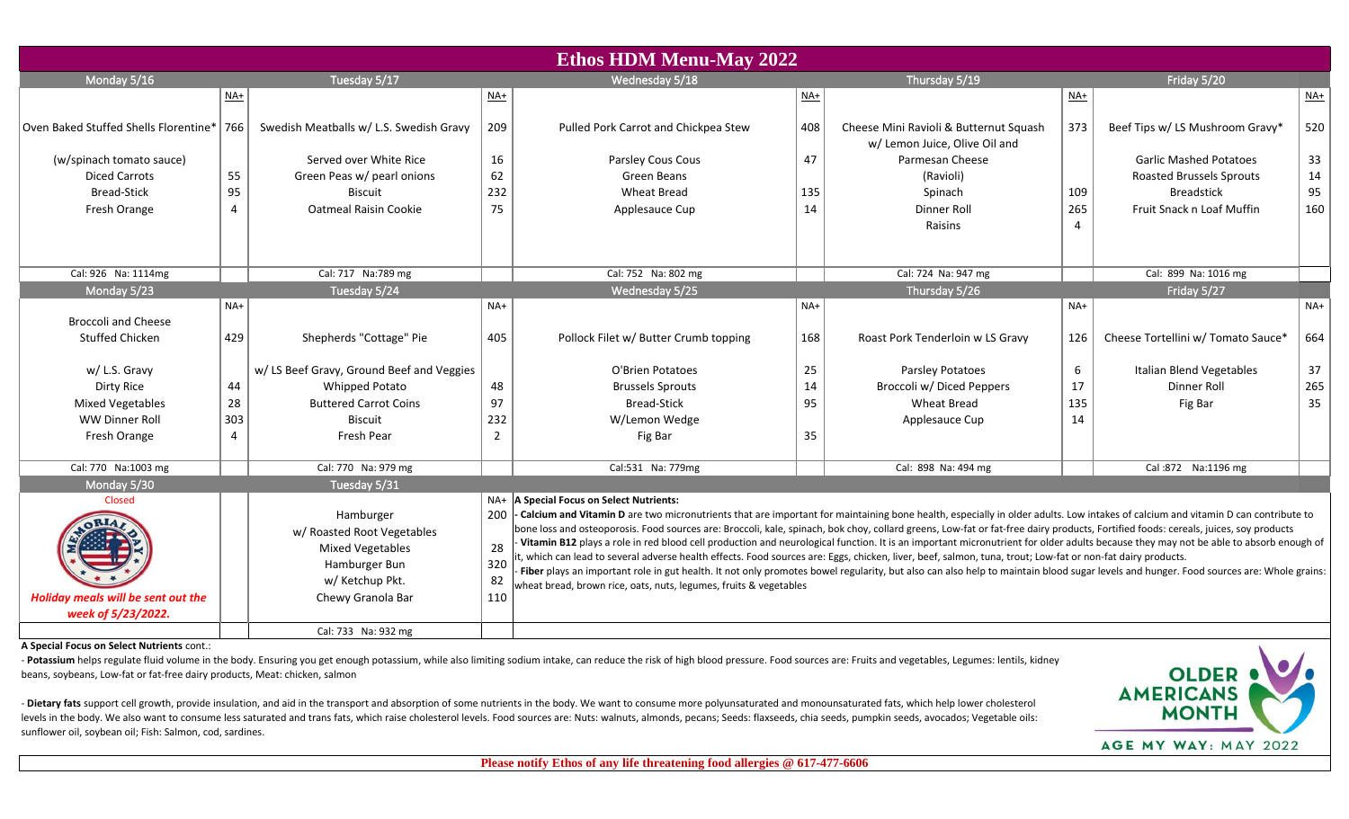# Ethos HDM Menu-May 2022

| Monday 5/16 | NA+ | Tuesday 5/17 | NA+ | Wednesday 5/18 | NA+ | Thursday 5/19 | NA+ | Friday 5/20 | NA+ |
|---|---|---|---|---|---|---|---|---|---|
| Oven Baked Stuffed Shells Florentine* | 766 | Swedish Meatballs w/ L.S. Swedish Gravy | 209 | Pulled Pork Carrot and Chickpea Stew | 408 | Cheese Mini Ravioli & Butternut Squash w/ Lemon Juice, Olive Oil and | 373 | Beef Tips w/ LS Mushroom Gravy* | 520 |
| (w/spinach tomato sauce) | | Served over White Rice | 16 | Parsley Cous Cous | 47 | Parmesan Cheese | | Garlic Mashed Potatoes | 33 |
| Diced Carrots | 55 | Green Peas w/ pearl onions | 62 | Green Beans | | (Ravioli) | | Roasted Brussels Sprouts | 14 |
| Bread-Stick | 95 | Biscuit | 232 | Wheat Bread | 135 | Spinach | 109 | Breadstick | 95 |
| Fresh Orange | 4 | Oatmeal Raisin Cookie | 75 | Applesauce Cup | 14 | Dinner Roll | 265 | Fruit Snack n Loaf Muffin | 160 |
| | | | | | | Raisins | 4 | | |
| Cal: 926 Na: 1114mg | | Cal: 717 Na:789 mg | | Cal: 752 Na: 802 mg | | Cal: 724 Na: 947 mg | | Cal: 899 Na: 1016 mg | |

| Monday 5/23 | NA+ | Tuesday 5/24 | NA+ | Wednesday 5/25 | NA+ | Thursday 5/26 | NA+ | Friday 5/27 | NA+ |
|---|---|---|---|---|---|---|---|---|---|
| Broccoli and Cheese Stuffed Chicken | 429 | Shepherds "Cottage" Pie | 405 | Pollock Filet w/ Butter Crumb topping | 168 | Roast Pork Tenderloin w LS Gravy | 126 | Cheese Tortellini w/ Tomato Sauce* | 664 |
| w/ L.S. Gravy | | w/ LS Beef Gravy, Ground Beef and Veggies | | O'Brien Potatoes | 25 | Parsley Potatoes | 6 | Italian Blend Vegetables | 37 |
| Dirty Rice | 44 | Whipped Potato | 48 | Brussels Sprouts | 14 | Broccoli w/ Diced Peppers | 17 | Dinner Roll | 265 |
| Mixed Vegetables | 28 | Buttered Carrot Coins | 97 | Bread-Stick | 95 | Wheat Bread | 135 | Fig Bar | 35 |
| WW Dinner Roll | 303 | Biscuit | 232 | W/Lemon Wedge | | Applesauce Cup | 14 | | |
| Fresh Orange | 4 | Fresh Pear | 2 | Fig Bar | 35 | | | | |
| Cal: 770 Na:1003 mg | | Cal: 770 Na: 979 mg | | Cal:531 Na: 779mg | | Cal: 898 Na: 494 mg | | Cal :872 Na:1196 mg | |

| Monday 5/30 | | Tuesday 5/31 | NA+ |
|---|---|---|---|
| Closed | | Hamburger | 200 |
| | | w/ Roasted Root Vegetables | |
| | | Mixed Vegetables | 28 |
| | | Hamburger Bun | 320 |
| | | w/ Ketchup Pkt. | 82 |
| *Holiday meals will be sent out the week of 5/23/2022.* | | Chewy Granola Bar | 110 |
| | | Cal: 733 Na: 932 mg | |

**A Special Focus on Select Nutrients:**

- **Calcium and Vitamin D** are two micronutrients that are important for maintaining bone health, especially in older adults. Low intakes of calcium and vitamin D can contribute to bone loss and osteoporosis. Food sources are: Broccoli, kale, spinach, bok choy, collard greens, Low-fat or fat-free dairy products, Fortified foods: cereals, juices, soy products
- **Vitamin B12** plays a role in red blood cell production and neurological function. It is an important micronutrient for older adults because they may not be able to absorb enough of it, which can lead to several adverse health effects. Food sources are: Eggs, chicken, liver, beef, salmon, tuna, trout; Low-fat or non-fat dairy products.
- **Fiber** plays an important role in gut health. It not only promotes bowel regularity, but also can also help to maintain blood sugar levels and hunger. Food sources are: Whole grains: wheat bread, brown rice, oats, nuts, legumes, fruits & vegetables

**A Special Focus on Select Nutrients** cont.:

- **Potassium** helps regulate fluid volume in the body. Ensuring you get enough potassium, while also limiting sodium intake, can reduce the risk of high blood pressure. Food sources are: Fruits and vegetables, Legumes: lentils, kidney beans, soybeans, Low-fat or fat-free dairy products, Meat: chicken, salmon

- **Dietary fats** support cell growth, provide insulation, and aid in the transport and absorption of some nutrients in the body. We want to consume more polyunsaturated and monounsaturated fats, which help lower cholesterol levels in the body. We also want to consume less saturated and trans fats, which raise cholesterol levels. Food sources are: Nuts: walnuts, almonds, pecans; Seeds: flaxseeds, chia seeds, pumpkin seeds, avocados; Vegetable oils: sunflower oil, soybean oil; Fish: Salmon, cod, sardines.

OLDER AMERICANS MONTH
AGE MY WAY: MAY 2022

**Please notify Ethos of any life threatening food allergies @ 617-477-6606**